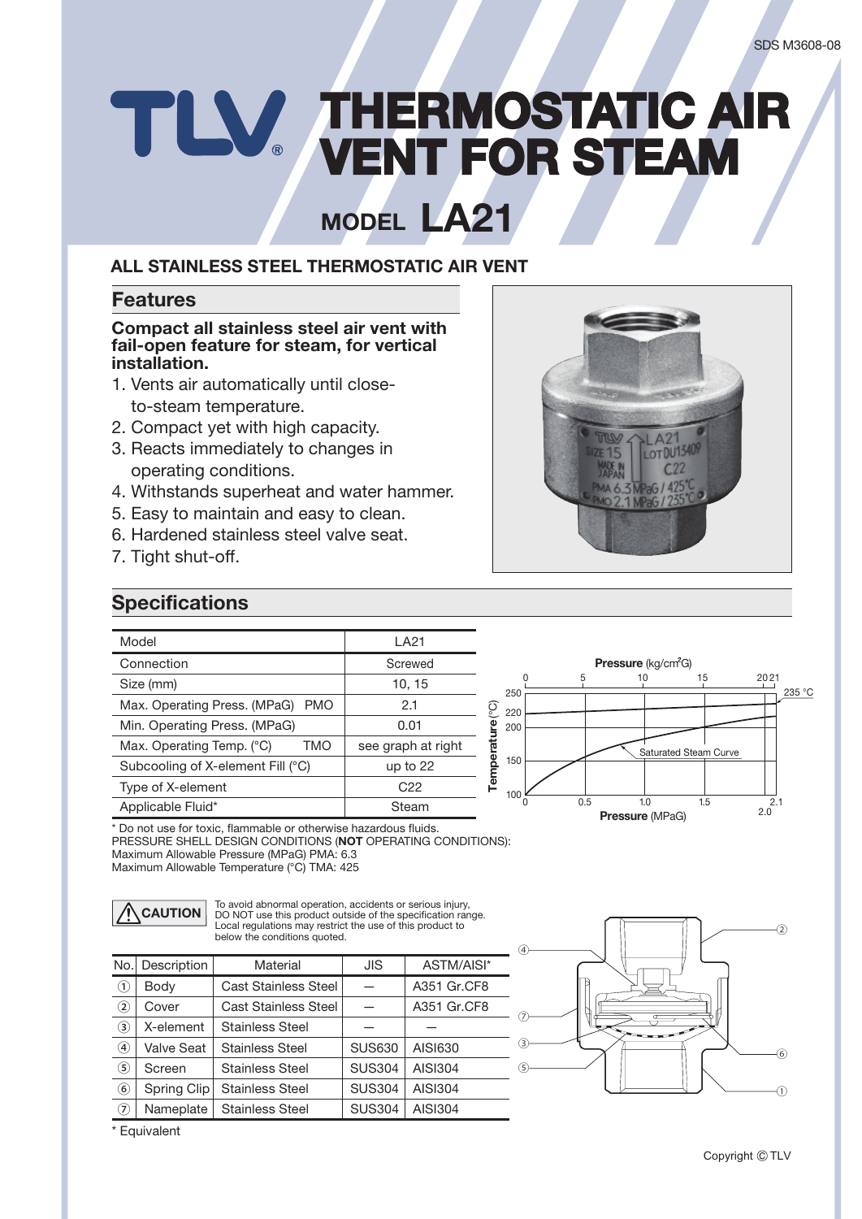# TLV® THERMOSTATIC AIR VENT FOR STEAM

## MODEL LA21

### ALL STAINLESS STEEL THERMOSTATIC AIR VENT

## Features

**Compact all stainless steel air vent with fail-open feature for steam, for vertical installation.**

1. Vents air automatically until close-to-steam temperature.
2. Compact yet with high capacity.
3. Reacts immediately to changes in operating conditions.
4. Withstands superheat and water hammer.
5. Easy to maintain and easy to clean.
6. Hardened stainless steel valve seat.
7. Tight shut-off.

## Specifications

| Model | LA21 |
|---|---|
| Connection | Screwed |
| Size (mm) | 10, 15 |
| Max. Operating Press. (MPaG) PMO | 2.1 |
| Min. Operating Press. (MPaG) | 0.01 |
| Max. Operating Temp. (°C) TMO | see graph at right |
| Subcooling of X-element Fill (°C) | up to 22 |
| Type of X-element | C22 |
| Applicable Fluid* | Steam |

\* Do not use for toxic, flammable or otherwise hazardous fluids.
PRESSURE SHELL DESIGN CONDITIONS (**NOT** OPERATING CONDITIONS):
Maximum Allowable Pressure (MPaG) PMA: 6.3
Maximum Allowable Temperature (°C) TMA: 425

**CAUTION** To avoid abnormal operation, accidents or serious injury, DO NOT use this product outside of the specification range. Local regulations may restrict the use of this product to below the conditions quoted.

| No. | Description | Material | JIS | ASTM/AISI* |
|---|---|---|---|---|
| ① | Body | Cast Stainless Steel | — | A351 Gr.CF8 |
| ② | Cover | Cast Stainless Steel | — | A351 Gr.CF8 |
| ③ | X-element | Stainless Steel | — | — |
| ④ | Valve Seat | Stainless Steel | SUS630 | AISI630 |
| ⑤ | Screen | Stainless Steel | SUS304 | AISI304 |
| ⑥ | Spring Clip | Stainless Steel | SUS304 | AISI304 |
| ⑦ | Nameplate | Stainless Steel | SUS304 | AISI304 |

\* Equivalent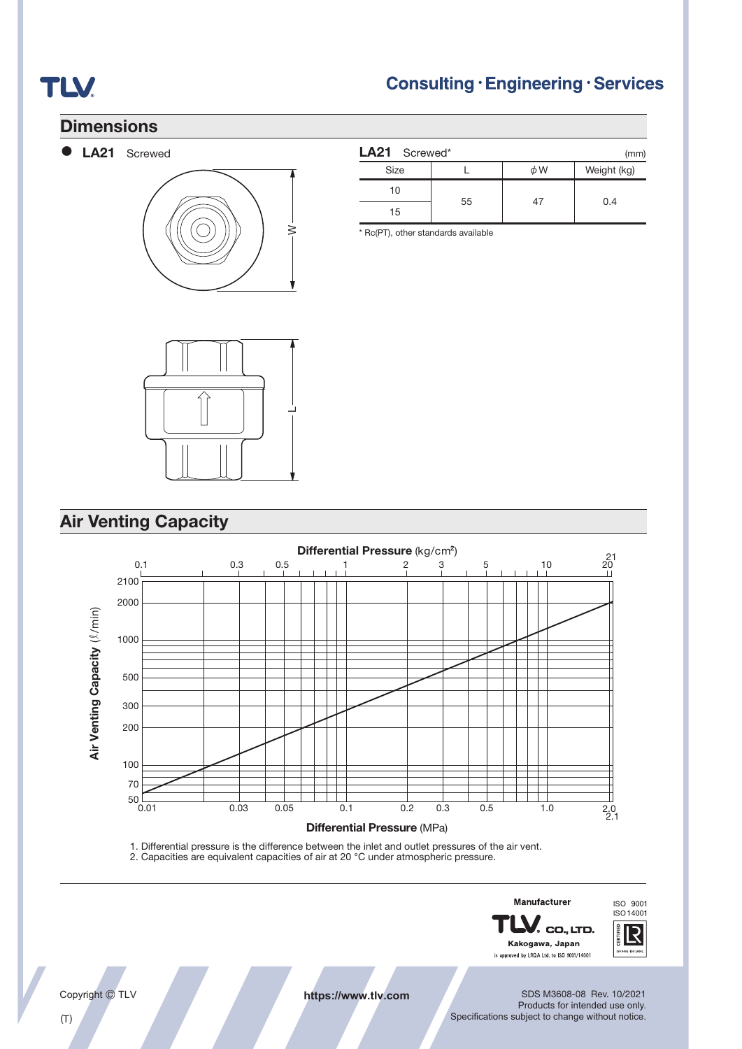## Dimensions

- **LA21** Screwed

W

L

**LA21** Screwed* (mm)

| Size | L | ϕW | Weight (kg) |
|---|---|---|---|
| 10 | 55 | 47 | 0.4 |
| 15 | | | |

* Rc(PT), other standards available

## Air Venting Capacity

**Differential Pressure** (kg/cm²)

0.1 0.3 0.5 1 2 3 5 10 20 21

**Air Venting Capacity** (ℓ/min)

2100 2000 1000 500 300 200 100 70 50

0.01 0.03 0.05 0.1 0.2 0.3 0.5 1.0 2.0 2.1

**Differential Pressure** (MPa)

1. Differential pressure is the difference between the inlet and outlet pressures of the air vent.
2. Capacities are equivalent capacities of air at 20 °C under atmospheric pressure.

Manufacturer

TLV CO., LTD.

Kakogawa, Japan

is approved by LRQA Ltd. to ISO 9001/14001

ISO 9001
ISO 14001

Copyright © TLV

(T)

https://www.tlv.com

SDS M3608-08 Rev. 10/2021
Products for intended use only.
Specifications subject to change without notice.